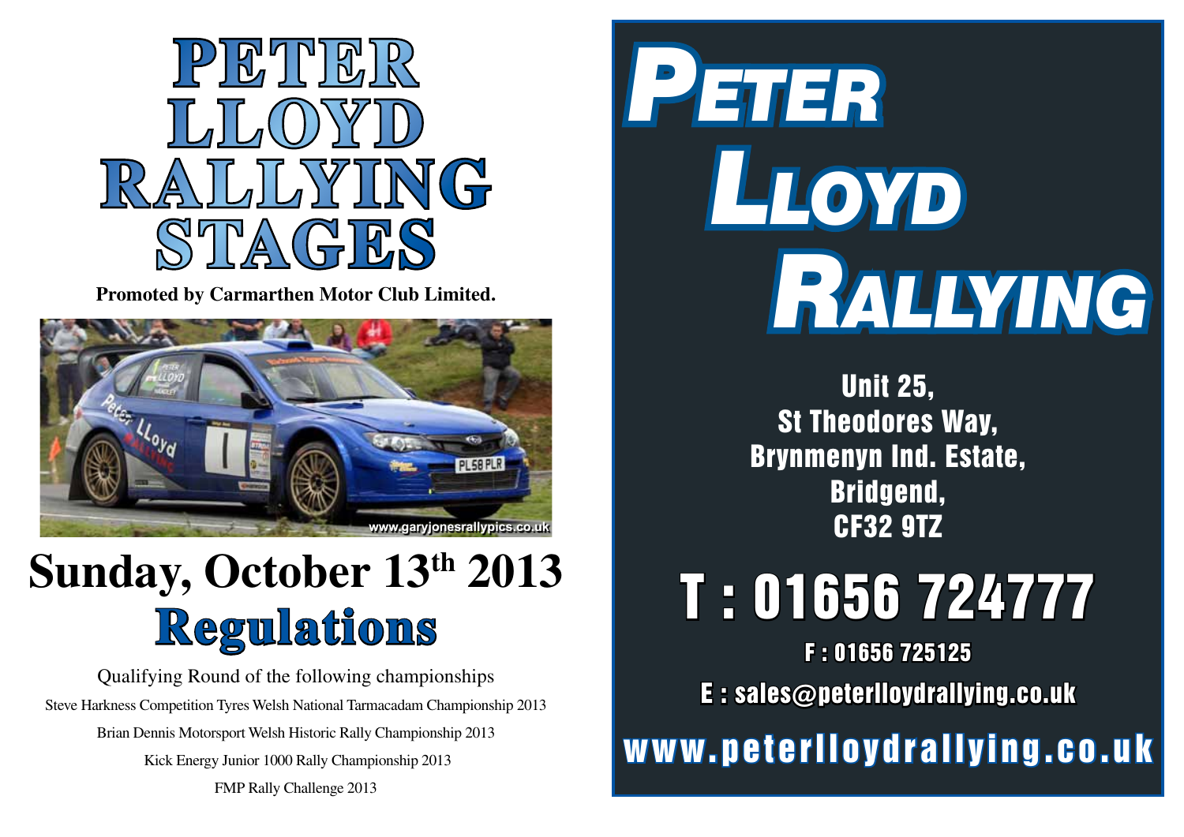# PETER LLOYD RALLYING STAGES

**Promoted by Carmarthen Motor Club Limited.**

www.garyjonesrallypics.co.uk

# Sunday, October 13th 2013

# Regulations

Qualifying Round of the following championships

Steve Harkness Competition Tyres Welsh National Tarmacadam Championship 2013

Brian Dennis Motorsport Welsh Historic Rally Championship 2013

Kick Energy Junior 1000 Rally Championship 2013

FMP Rally Challenge 2013

# PETER LLOYD RALLYING

Unit 25,
St Theodores Way,
Brynmenyn Ind. Estate,
Bridgend,
CF32 9TZ

## T : 01656 724777

F : 01656 725125

E : sales@peterlloydrallying.co.uk

www.peterlloydrallying.co.uk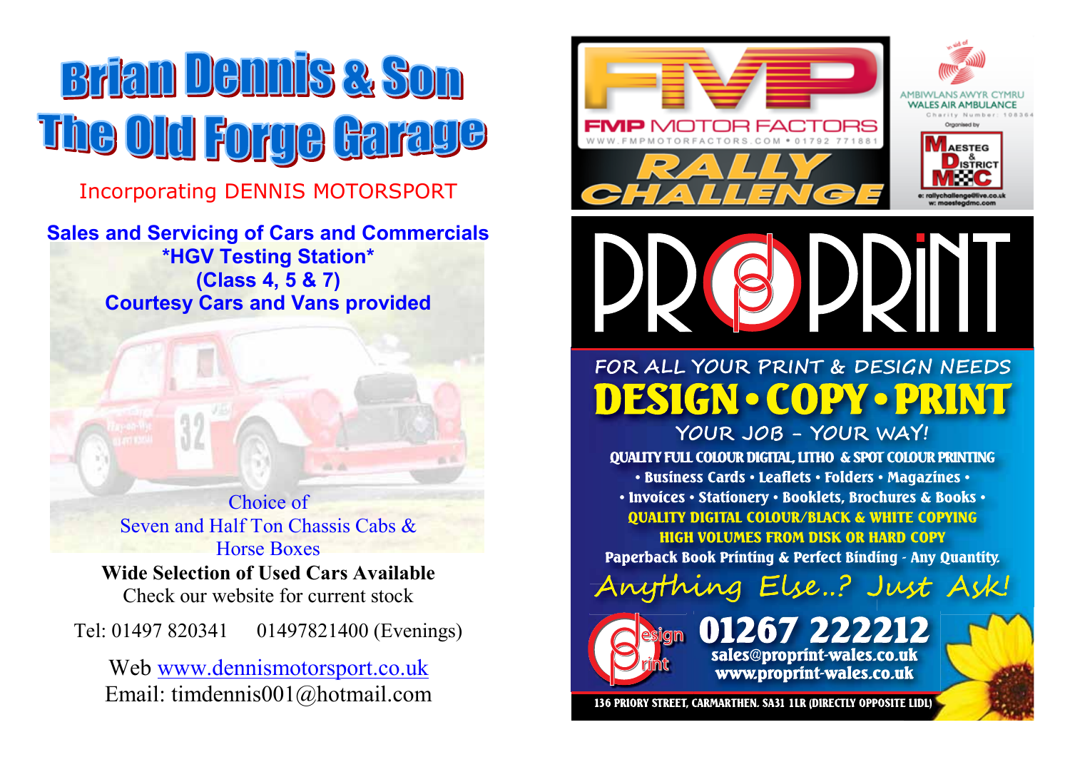# Brian Dennis & Son
# The Old Forge Garage

Incorporating DENNIS MOTORSPORT

**Sales and Servicing of Cars and Commercials**
**\*HGV Testing Station\***
**(Class 4, 5 & 7)**
**Courtesy Cars and Vans provided**

Choice of
Seven and Half Ton Chassis Cabs &
Horse Boxes

**Wide Selection of Used Cars Available**
Check our website for current stock

Tel: 01497 820341 01497821400 (Evenings)

Web www.dennismotorsport.co.uk
Email: timdennis001@hotmail.com

---

FMP MOTOR FACTORS
WWW.FMPMOTORFACTORS.COM • 01792 771881

**RALLY CHALLENGE**

In aid of
AMBIWLANS AWYR CYMRU
WALES AIR AMBULANCE
Charity Number: 108364

Organised by
MAESTEG & DISTRICT MC
e: rallychallenge@live.co.uk
w: maestegdmc.com

---

# PROPRINT

FOR ALL YOUR PRINT & DESIGN NEEDS

## DESIGN • COPY • PRINT

YOUR JOB – YOUR WAY!

QUALITY FULL COLOUR DIGITAL, LITHO & SPOT COLOUR PRINTING
• Business Cards • Leaflets • Folders • Magazines •
• Invoices • Stationery • Booklets, Brochures & Books •
QUALITY DIGITAL COLOUR/BLACK & WHITE COPYING
HIGH VOLUMES FROM DISK OR HARD COPY
Paperback Book Printing & Perfect Binding - Any Quantity.

*Anything Else..? Just Ask!*

Design Print

**01267 222212**
sales@proprint-wales.co.uk
www.proprint-wales.co.uk

136 PRIORY STREET, CARMARTHEN. SA31 1LR (DIRECTLY OPPOSITE LIDL)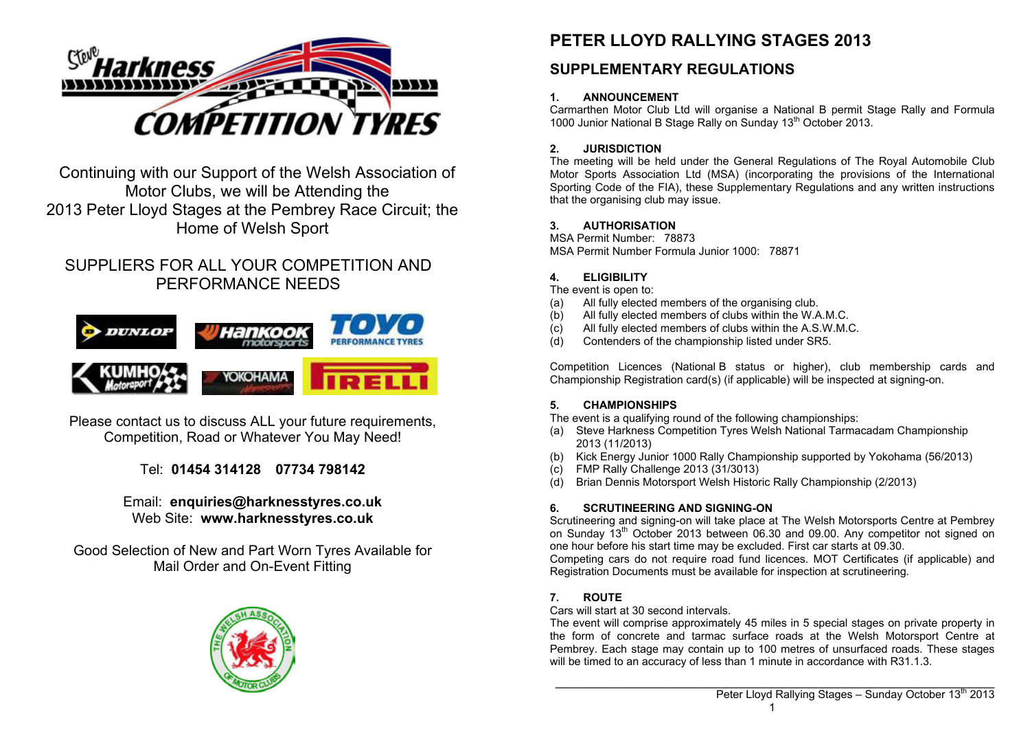Continuing with our Support of the Welsh Association of Motor Clubs, we will be Attending the 2013 Peter Lloyd Stages at the Pembrey Race Circuit; the Home of Welsh Sport

SUPPLIERS FOR ALL YOUR COMPETITION AND PERFORMANCE NEEDS

Please contact us to discuss ALL your future requirements, Competition, Road or Whatever You May Need!

Tel: **01454 314128 07734 798142**

Email: **enquiries@harknesstyres.co.uk**
Web Site: **www.harknesstyres.co.uk**

Good Selection of New and Part Worn Tyres Available for Mail Order and On-Event Fitting

# PETER LLOYD RALLYING STAGES 2013

## SUPPLEMENTARY REGULATIONS

**1. ANNOUNCEMENT**

Carmarthen Motor Club Ltd will organise a National B permit Stage Rally and Formula 1000 Junior National B Stage Rally on Sunday 13th October 2013.

**2. JURISDICTION**

The meeting will be held under the General Regulations of The Royal Automobile Club Motor Sports Association Ltd (MSA) (incorporating the provisions of the International Sporting Code of the FIA), these Supplementary Regulations and any written instructions that the organising club may issue.

**3. AUTHORISATION**

MSA Permit Number: 78873
MSA Permit Number Formula Junior 1000: 78871

**4. ELIGIBILITY**

The event is open to:

(a) All fully elected members of the organising club.
(b) All fully elected members of clubs within the W.A.M.C.
(c) All fully elected members of clubs within the A.S.W.M.C.
(d) Contenders of the championship listed under SR5.

Competition Licences (National B status or higher), club membership cards and Championship Registration card(s) (if applicable) will be inspected at signing-on.

**5. CHAMPIONSHIPS**

The event is a qualifying round of the following championships:

(a) Steve Harkness Competition Tyres Welsh National Tarmacadam Championship 2013 (11/2013)
(b) Kick Energy Junior 1000 Rally Championship supported by Yokohama (56/2013)
(c) FMP Rally Challenge 2013 (31/3013)
(d) Brian Dennis Motorsport Welsh Historic Rally Championship (2/2013)

**6. SCRUTINEERING AND SIGNING-ON**

Scrutineering and signing-on will take place at The Welsh Motorsports Centre at Pembrey on Sunday 13th October 2013 between 06.30 and 09.00. Any competitor not signed on one hour before his start time may be excluded. First car starts at 09.30.

Competing cars do not require road fund licences. MOT Certificates (if applicable) and Registration Documents must be available for inspection at scrutineering.

**7. ROUTE**

Cars will start at 30 second intervals.

The event will comprise approximately 45 miles in 5 special stages on private property in the form of concrete and tarmac surface roads at the Welsh Motorsport Centre at Pembrey. Each stage may contain up to 100 metres of unsurfaced roads. These stages will be timed to an accuracy of less than 1 minute in accordance with R31.1.3.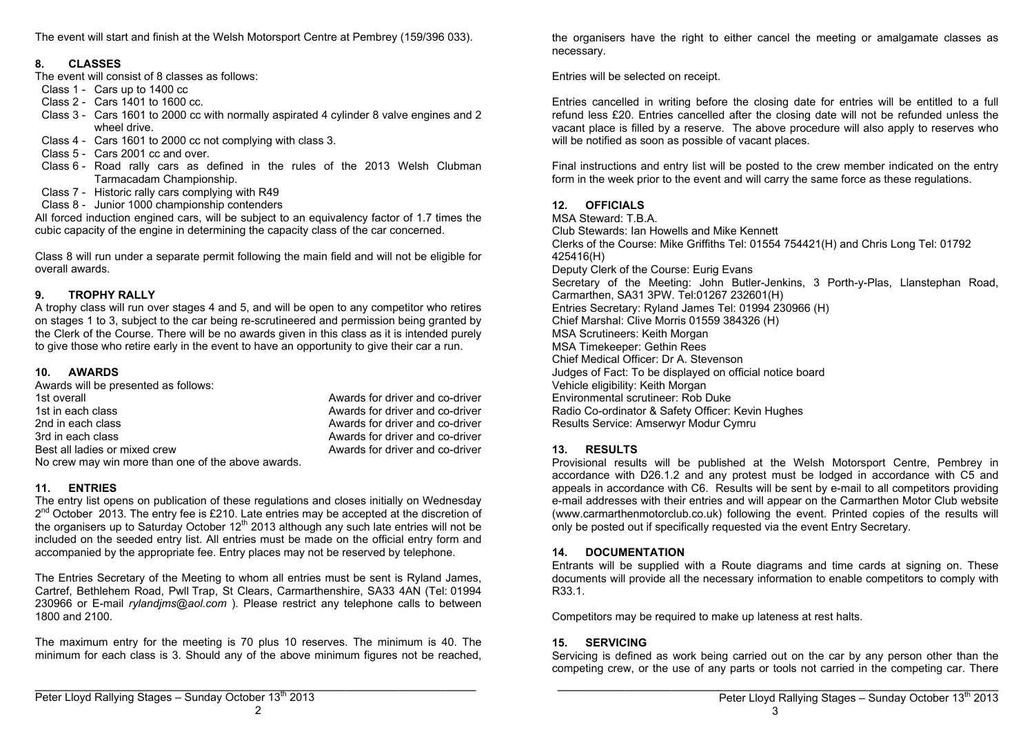The event will start and finish at the Welsh Motorsport Centre at Pembrey (159/396 033).

## 8. CLASSES

The event will consist of 8 classes as follows:

- Class 1 - Cars up to 1400 cc
- Class 2 - Cars 1401 to 1600 cc.
- Class 3 - Cars 1601 to 2000 cc with normally aspirated 4 cylinder 8 valve engines and 2 wheel drive.
- Class 4 - Cars 1601 to 2000 cc not complying with class 3.
- Class 5 - Cars 2001 cc and over.
- Class 6 - Road rally cars as defined in the rules of the 2013 Welsh Clubman Tarmacadam Championship.
- Class 7 - Historic rally cars complying with R49
- Class 8 - Junior 1000 championship contenders

All forced induction engined cars, will be subject to an equivalency factor of 1.7 times the cubic capacity of the engine in determining the capacity class of the car concerned.

Class 8 will run under a separate permit following the main field and will not be eligible for overall awards.

## 9. TROPHY RALLY

A trophy class will run over stages 4 and 5, and will be open to any competitor who retires on stages 1 to 3, subject to the car being re-scrutineered and permission being granted by the Clerk of the Course. There will be no awards given in this class as it is intended purely to give those who retire early in the event to have an opportunity to give their car a run.

## 10. AWARDS

Awards will be presented as follows:

| | |
|---|---|
| 1st overall | Awards for driver and co-driver |
| 1st in each class | Awards for driver and co-driver |
| 2nd in each class | Awards for driver and co-driver |
| 3rd in each class | Awards for driver and co-driver |
| Best all ladies or mixed crew | Awards for driver and co-driver |

No crew may win more than one of the above awards.

## 11. ENTRIES

The entry list opens on publication of these regulations and closes initially on Wednesday 2nd October 2013. The entry fee is £210. Late entries may be accepted at the discretion of the organisers up to Saturday October 12th 2013 although any such late entries will not be included on the seeded entry list. All entries must be made on the official entry form and accompanied by the appropriate fee. Entry places may not be reserved by telephone.

The Entries Secretary of the Meeting to whom all entries must be sent is Ryland James, Cartref, Bethlehem Road, Pwll Trap, St Clears, Carmarthenshire, SA33 4AN (Tel: 01994 230966 or E-mail *rylandjms@aol.com* ). Please restrict any telephone calls to between 1800 and 2100.

The maximum entry for the meeting is 70 plus 10 reserves. The minimum is 40. The minimum for each class is 3. Should any of the above minimum figures not be reached, the organisers have the right to either cancel the meeting or amalgamate classes as necessary.

Entries will be selected on receipt.

Entries cancelled in writing before the closing date for entries will be entitled to a full refund less £20. Entries cancelled after the closing date will not be refunded unless the vacant place is filled by a reserve. The above procedure will also apply to reserves who will be notified as soon as possible of vacant places.

Final instructions and entry list will be posted to the crew member indicated on the entry form in the week prior to the event and will carry the same force as these regulations.

## 12. OFFICIALS

MSA Steward: T.B.A.
Club Stewards: Ian Howells and Mike Kennett
Clerks of the Course: Mike Griffiths Tel: 01554 754421(H) and Chris Long Tel: 01792 425416(H)
Deputy Clerk of the Course: Eurig Evans
Secretary of the Meeting: John Butler-Jenkins, 3 Porth-y-Plas, Llanstephan Road, Carmarthen, SA31 3PW. Tel:01267 232601(H)
Entries Secretary: Ryland James Tel: 01994 230966 (H)
Chief Marshal: Clive Morris 01559 384326 (H)
MSA Scrutineers: Keith Morgan
MSA Timekeeper: Gethin Rees
Chief Medical Officer: Dr A. Stevenson
Judges of Fact: To be displayed on official notice board
Vehicle eligibility: Keith Morgan
Environmental scrutineer: Rob Duke
Radio Co-ordinator & Safety Officer: Kevin Hughes
Results Service: Amserwyr Modur Cymru

## 13. RESULTS

Provisional results will be published at the Welsh Motorsport Centre, Pembrey in accordance with D26.1.2 and any protest must be lodged in accordance with C5 and appeals in accordance with C6. Results will be sent by e-mail to all competitors providing e-mail addresses with their entries and will appear on the Carmarthen Motor Club website (www.carmarthenmotorclub.co.uk) following the event. Printed copies of the results will only be posted out if specifically requested via the event Entry Secretary.

## 14. DOCUMENTATION

Entrants will be supplied with a Route diagrams and time cards at signing on. These documents will provide all the necessary information to enable competitors to comply with R33.1.

Competitors may be required to make up lateness at rest halts.

## 15. SERVICING

Servicing is defined as work being carried out on the car by any person other than the competing crew, or the use of any parts or tools not carried in the competing car. There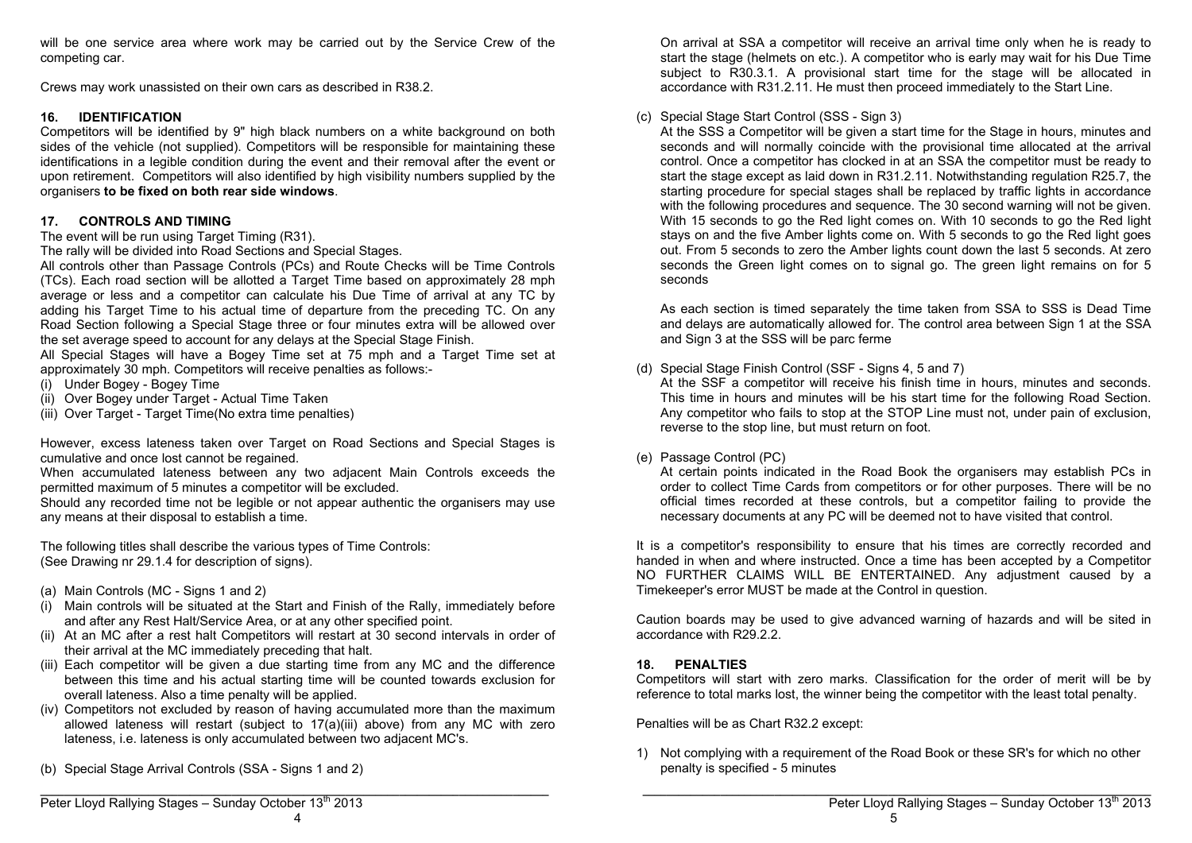will be one service area where work may be carried out by the Service Crew of the competing car.

Crews may work unassisted on their own cars as described in R38.2.

## 16. IDENTIFICATION

Competitors will be identified by 9" high black numbers on a white background on both sides of the vehicle (not supplied). Competitors will be responsible for maintaining these identifications in a legible condition during the event and their removal after the event or upon retirement. Competitors will also identified by high visibility numbers supplied by the organisers **to be fixed on both rear side windows**.

## 17. CONTROLS AND TIMING

The event will be run using Target Timing (R31).

The rally will be divided into Road Sections and Special Stages.

All controls other than Passage Controls (PCs) and Route Checks will be Time Controls (TCs). Each road section will be allotted a Target Time based on approximately 28 mph average or less and a competitor can calculate his Due Time of arrival at any TC by adding his Target Time to his actual time of departure from the preceding TC. On any Road Section following a Special Stage three or four minutes extra will be allowed over the set average speed to account for any delays at the Special Stage Finish.

All Special Stages will have a Bogey Time set at 75 mph and a Target Time set at approximately 30 mph. Competitors will receive penalties as follows:-

(i) Under Bogey - Bogey Time
(ii) Over Bogey under Target - Actual Time Taken
(iii) Over Target - Target Time(No extra time penalties)

However, excess lateness taken over Target on Road Sections and Special Stages is cumulative and once lost cannot be regained.

When accumulated lateness between any two adjacent Main Controls exceeds the permitted maximum of 5 minutes a competitor will be excluded.

Should any recorded time not be legible or not appear authentic the organisers may use any means at their disposal to establish a time.

The following titles shall describe the various types of Time Controls:
(See Drawing nr 29.1.4 for description of signs).

(a) Main Controls (MC - Signs 1 and 2)

(i) Main controls will be situated at the Start and Finish of the Rally, immediately before and after any Rest Halt/Service Area, or at any other specified point.
(ii) At an MC after a rest halt Competitors will restart at 30 second intervals in order of their arrival at the MC immediately preceding that halt.
(iii) Each competitor will be given a due starting time from any MC and the difference between this time and his actual starting time will be counted towards exclusion for overall lateness. Also a time penalty will be applied.
(iv) Competitors not excluded by reason of having accumulated more than the maximum allowed lateness will restart (subject to 17(a)(iii) above) from any MC with zero lateness, i.e. lateness is only accumulated between two adjacent MC's.

(b) Special Stage Arrival Controls (SSA - Signs 1 and 2)

On arrival at SSA a competitor will receive an arrival time only when he is ready to start the stage (helmets on etc.). A competitor who is early may wait for his Due Time subject to R30.3.1. A provisional start time for the stage will be allocated in accordance with R31.2.11. He must then proceed immediately to the Start Line.

(c) Special Stage Start Control (SSS - Sign 3)

At the SSS a Competitor will be given a start time for the Stage in hours, minutes and seconds and will normally coincide with the provisional time allocated at the arrival control. Once a competitor has clocked in at an SSA the competitor must be ready to start the stage except as laid down in R31.2.11. Notwithstanding regulation R25.7, the starting procedure for special stages shall be replaced by traffic lights in accordance with the following procedures and sequence. The 30 second warning will not be given. With 15 seconds to go the Red light comes on. With 10 seconds to go the Red light stays on and the five Amber lights come on. With 5 seconds to go the Red light goes out. From 5 seconds to zero the Amber lights count down the last 5 seconds. At zero seconds the Green light comes on to signal go. The green light remains on for 5 seconds

As each section is timed separately the time taken from SSA to SSS is Dead Time and delays are automatically allowed for. The control area between Sign 1 at the SSA and Sign 3 at the SSS will be parc ferme

(d) Special Stage Finish Control (SSF - Signs 4, 5 and 7)

At the SSF a competitor will receive his finish time in hours, minutes and seconds. This time in hours and minutes will be his start time for the following Road Section. Any competitor who fails to stop at the STOP Line must not, under pain of exclusion, reverse to the stop line, but must return on foot.

(e) Passage Control (PC)

At certain points indicated in the Road Book the organisers may establish PCs in order to collect Time Cards from competitors or for other purposes. There will be no official times recorded at these controls, but a competitor failing to provide the necessary documents at any PC will be deemed not to have visited that control.

It is a competitor's responsibility to ensure that his times are correctly recorded and handed in when and where instructed. Once a time has been accepted by a Competitor NO FURTHER CLAIMS WILL BE ENTERTAINED. Any adjustment caused by a Timekeeper's error MUST be made at the Control in question.

Caution boards may be used to give advanced warning of hazards and will be sited in accordance with R29.2.2.

## 18. PENALTIES

Competitors will start with zero marks. Classification for the order of merit will be by reference to total marks lost, the winner being the competitor with the least total penalty.

Penalties will be as Chart R32.2 except:

1) Not complying with a requirement of the Road Book or these SR's for which no other penalty is specified - 5 minutes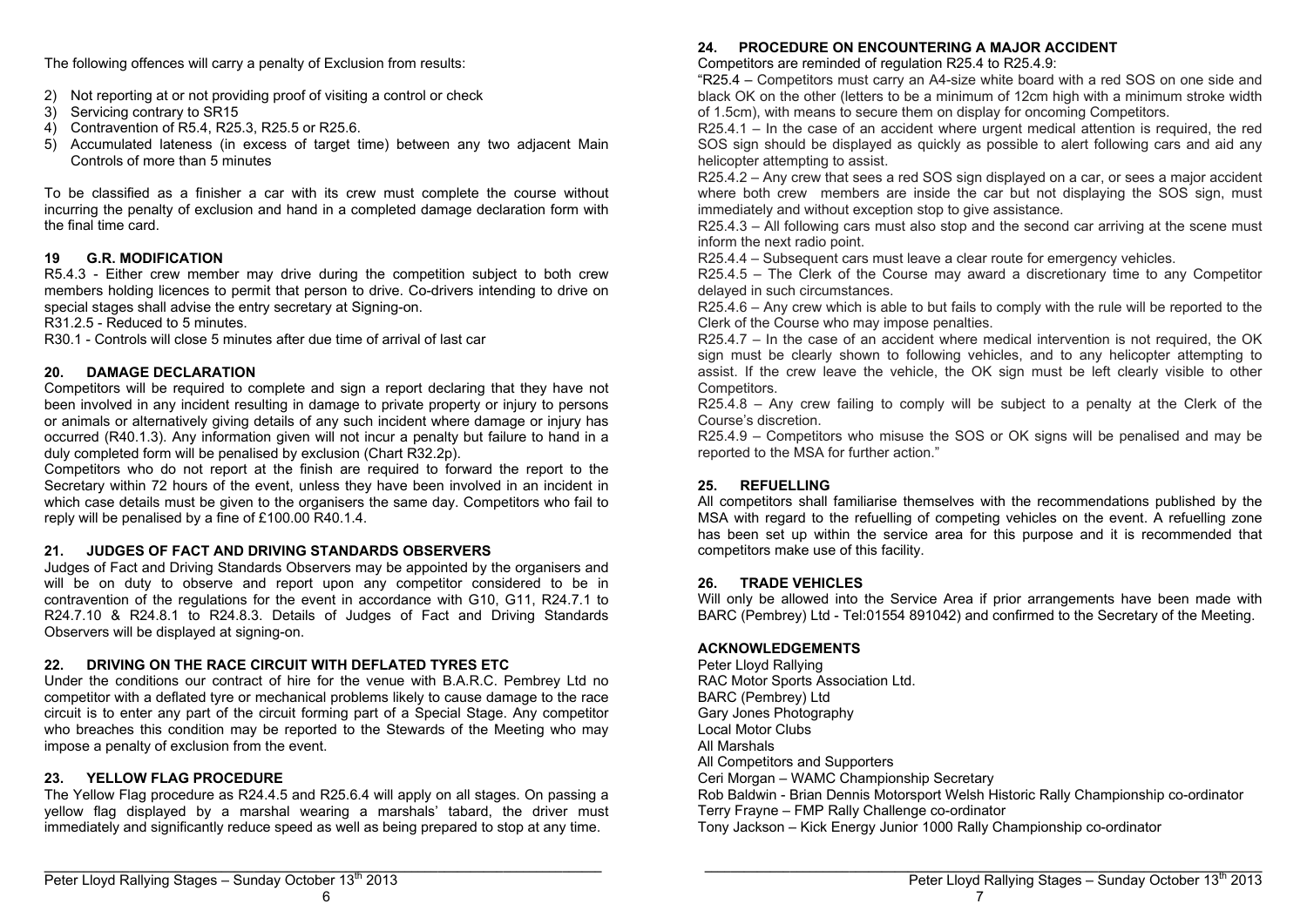The following offences will carry a penalty of Exclusion from results:

2) Not reporting at or not providing proof of visiting a control or check
3) Servicing contrary to SR15
4) Contravention of R5.4, R25.3, R25.5 or R25.6.
5) Accumulated lateness (in excess of target time) between any two adjacent Main Controls of more than 5 minutes

To be classified as a finisher a car with its crew must complete the course without incurring the penalty of exclusion and hand in a completed damage declaration form with the final time card.

### 19 G.R. MODIFICATION

R5.4.3 - Either crew member may drive during the competition subject to both crew members holding licences to permit that person to drive. Co-drivers intending to drive on special stages shall advise the entry secretary at Signing-on.
R31.2.5 - Reduced to 5 minutes.
R30.1 - Controls will close 5 minutes after due time of arrival of last car

### 20. DAMAGE DECLARATION

Competitors will be required to complete and sign a report declaring that they have not been involved in any incident resulting in damage to private property or injury to persons or animals or alternatively giving details of any such incident where damage or injury has occurred (R40.1.3). Any information given will not incur a penalty but failure to hand in a duly completed form will be penalised by exclusion (Chart R32.2p).
Competitors who do not report at the finish are required to forward the report to the Secretary within 72 hours of the event, unless they have been involved in an incident in which case details must be given to the organisers the same day. Competitors who fail to reply will be penalised by a fine of £100.00 R40.1.4.

### 21. JUDGES OF FACT AND DRIVING STANDARDS OBSERVERS

Judges of Fact and Driving Standards Observers may be appointed by the organisers and will be on duty to observe and report upon any competitor considered to be in contravention of the regulations for the event in accordance with G10, G11, R24.7.1 to R24.7.10 & R24.8.1 to R24.8.3. Details of Judges of Fact and Driving Standards Observers will be displayed at signing-on.

### 22. DRIVING ON THE RACE CIRCUIT WITH DEFLATED TYRES ETC

Under the conditions our contract of hire for the venue with B.A.R.C. Pembrey Ltd no competitor with a deflated tyre or mechanical problems likely to cause damage to the race circuit is to enter any part of the circuit forming part of a Special Stage. Any competitor who breaches this condition may be reported to the Stewards of the Meeting who may impose a penalty of exclusion from the event.

### 23. YELLOW FLAG PROCEDURE

The Yellow Flag procedure as R24.4.5 and R25.6.4 will apply on all stages. On passing a yellow flag displayed by a marshal wearing a marshals' tabard, the driver must immediately and significantly reduce speed as well as being prepared to stop at any time.

### 24. PROCEDURE ON ENCOUNTERING A MAJOR ACCIDENT

Competitors are reminded of regulation R25.4 to R25.4.9:

"R25.4 – Competitors must carry an A4-size white board with a red SOS on one side and black OK on the other (letters to be a minimum of 12cm high with a minimum stroke width of 1.5cm), with means to secure them on display for oncoming Competitors.
R25.4.1 – In the case of an accident where urgent medical attention is required, the red SOS sign should be displayed as quickly as possible to alert following cars and aid any helicopter attempting to assist.
R25.4.2 – Any crew that sees a red SOS sign displayed on a car, or sees a major accident where both crew members are inside the car but not displaying the SOS sign, must immediately and without exception stop to give assistance.
R25.4.3 – All following cars must also stop and the second car arriving at the scene must inform the next radio point.
R25.4.4 – Subsequent cars must leave a clear route for emergency vehicles.
R25.4.5 – The Clerk of the Course may award a discretionary time to any Competitor delayed in such circumstances.
R25.4.6 – Any crew which is able to but fails to comply with the rule will be reported to the Clerk of the Course who may impose penalties.
R25.4.7 – In the case of an accident where medical intervention is not required, the OK sign must be clearly shown to following vehicles, and to any helicopter attempting to assist. If the crew leave the vehicle, the OK sign must be left clearly visible to other Competitors.
R25.4.8 – Any crew failing to comply will be subject to a penalty at the Clerk of the Course's discretion.
R25.4.9 – Competitors who misuse the SOS or OK signs will be penalised and may be reported to the MSA for further action."

### 25. REFUELLING

All competitors shall familiarise themselves with the recommendations published by the MSA with regard to the refuelling of competing vehicles on the event. A refuelling zone has been set up within the service area for this purpose and it is recommended that competitors make use of this facility.

### 26. TRADE VEHICLES

Will only be allowed into the Service Area if prior arrangements have been made with BARC (Pembrey) Ltd - Tel:01554 891042) and confirmed to the Secretary of the Meeting.

### ACKNOWLEDGEMENTS

Peter Lloyd Rallying
RAC Motor Sports Association Ltd.
BARC (Pembrey) Ltd
Gary Jones Photography
Local Motor Clubs
All Marshals
All Competitors and Supporters
Ceri Morgan – WAMC Championship Secretary
Rob Baldwin - Brian Dennis Motorsport Welsh Historic Rally Championship co-ordinator
Terry Frayne – FMP Rally Challenge co-ordinator
Tony Jackson – Kick Energy Junior 1000 Rally Championship co-ordinator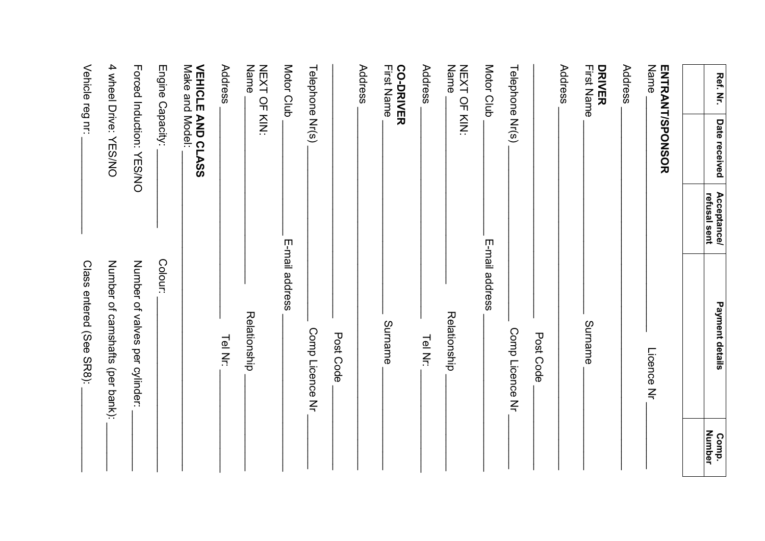| Ref. Nr. | Date received | Acceptance/ refusal sent | Payment details | Comp. Number |
|---|---|---|---|---|
| | | | | |

**ENTRANT/SPONSOR**

Name ______________________________ Licence Nr ______________

Address ____________________________________________________________

**DRIVER**

First Name ______________________________ Surname ______________________

Address ____________________________________________________________

____________________________________________ Post Code ______________

Telephone Nr(s) ______________________ Comp Licence Nr ______________

Motor Club ______________________ E-mail address ______________________

NEXT OF KIN:

Name ______________________________ Relationship ______________________

Address ______________________________ Tel Nr: ______________________

**CO-DRIVER**

First Name ______________________________ Surname ______________________

Address ____________________________________________________________

____________________________________________ Post Code ______________

Telephone Nr(s) ______________________ Comp Licence Nr ______________

Motor Club ______________________ E-mail address ______________________

NEXT OF KIN:

Name ______________________________ Relationship ______________________

Address ______________________________ Tel Nr: ______________________

**VEHICLE AND CLASS**

Make and Model: ____________________________________________________

Engine Capacity: ______________ Colour: ______________________________

Forced Induction: YES/NO Number of valves per cylinder: ______________

4 wheel Drive: YES/NO Number of camshafts (per bank): ______________

Vehicle reg nr: ______________ Class entered (See SR8): ______________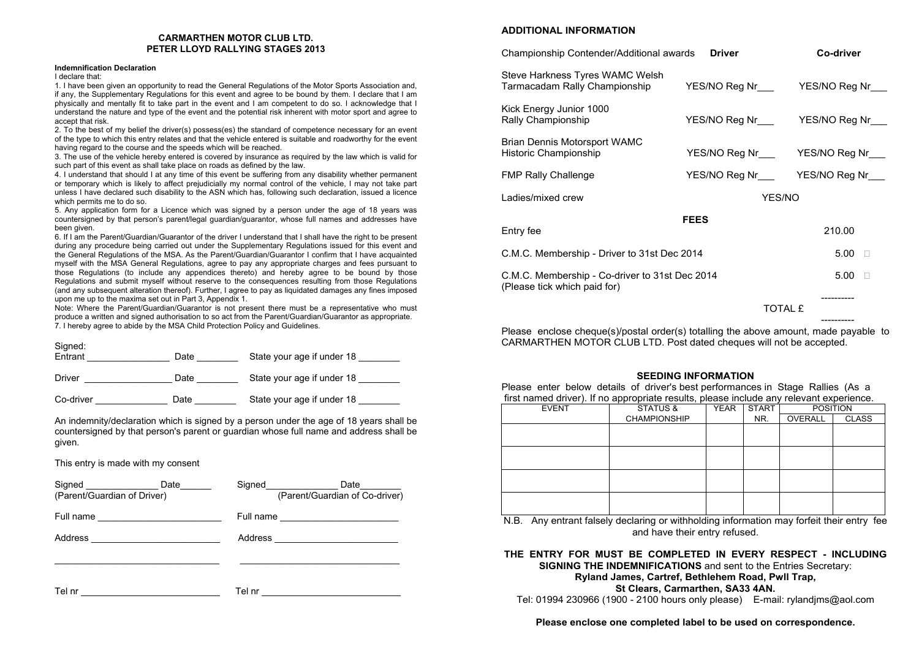### CARMARTHEN MOTOR CLUB LTD.
### PETER LLOYD RALLYING STAGES 2013

**Indemnification Declaration**

I declare that:

1. I have been given an opportunity to read the General Regulations of the Motor Sports Association and, if any, the Supplementary Regulations for this event and agree to be bound by them. I declare that I am physically and mentally fit to take part in the event and I am competent to do so. I acknowledge that I understand the nature and type of the event and the potential risk inherent with motor sport and agree to accept that risk.
2. To the best of my belief the driver(s) possess(es) the standard of competence necessary for an event of the type to which this entry relates and that the vehicle entered is suitable and roadworthy for the event having regard to the course and the speeds which will be reached.
3. The use of the vehicle hereby entered is covered by insurance as required by the law which is valid for such part of this event as shall take place on roads as defined by the law.
4. I understand that should I at any time of this event be suffering from any disability whether permanent or temporary which is likely to affect prejudicially my normal control of the vehicle, I may not take part unless I have declared such disability to the ASN which has, following such declaration, issued a licence which permits me to do so.
5. Any application form for a Licence which was signed by a person under the age of 18 years was countersigned by that person's parent/legal guardian/guarantor, whose full names and addresses have been given.
6. If I am the Parent/Guardian/Guarantor of the driver I understand that I shall have the right to be present during any procedure being carried out under the Supplementary Regulations issued for this event and the General Regulations of the MSA. As the Parent/Guardian/Guarantor I confirm that I have acquainted myself with the MSA General Regulations, agree to pay any appropriate charges and fees pursuant to those Regulations (to include any appendices thereto) and hereby agree to be bound by those Regulations and submit myself without reserve to the consequences resulting from those Regulations (and any subsequent alteration thereof). Further, I agree to pay as liquidated damages any fines imposed upon me up to the maxima set out in Part 3, Appendix 1.

Note: Where the Parent/Guardian/Guarantor is not present there must be a representative who must produce a written and signed authorisation to so act from the Parent/Guardian/Guarantor as appropriate.

7. I hereby agree to abide by the MSA Child Protection Policy and Guidelines.

Signed:

Entrant ________________ Date ________ State your age if under 18 ________

Driver _________________ Date ________ State your age if under 18 ________

Co-driver ______________ Date ________ State your age if under 18 ________

An indemnity/declaration which is signed by a person under the age of 18 years shall be countersigned by that person's parent or guardian whose full name and address shall be given.

This entry is made with my consent

Signed ______________ Date______ (Parent/Guardian of Driver)

Full name ________________________

Address _________________________

_________________________________

Tel nr ___________________________

Signed______________ Date________ (Parent/Guardian of Co-driver)

Full name ________________________

Address _________________________

_________________________________

Tel nr ___________________________

## ADDITIONAL INFORMATION

| Championship Contender/Additional awards | **Driver** | **Co-driver** |
|---|---|---|
| Steve Harkness Tyres WAMC Welsh Tarmacadam Rally Championship | YES/NO Reg Nr___ | YES/NO Reg Nr___ |
| Kick Energy Junior 1000 Rally Championship | YES/NO Reg Nr___ | YES/NO Reg Nr___ |
| Brian Dennis Motorsport WAMC Historic Championship | YES/NO Reg Nr___ | YES/NO Reg Nr___ |
| FMP Rally Challenge | YES/NO Reg Nr___ | YES/NO Reg Nr___ |
| Ladies/mixed crew | YES/NO | |

**FEES**

| | |
|---|---|
| Entry fee | 210.00 |
| C.M.C. Membership - Driver to 31st Dec 2014 | 5.00 □ |
| C.M.C. Membership - Co-driver to 31st Dec 2014 (Please tick which paid for) | 5.00 □ |
| TOTAL £ | |

Please enclose cheque(s)/postal order(s) totalling the above amount, made payable to CARMARTHEN MOTOR CLUB LTD. Post dated cheques will not be accepted.

### SEEDING INFORMATION

Please enter below details of driver's best performances in Stage Rallies (As a first named driver). If no appropriate results, please include any relevant experience.

| EVENT | STATUS & CHAMPIONSHIP | YEAR | START NR. | POSITION | |
|---|---|---|---|---|---|
| | | | | OVERALL | CLASS |
| | | | | | |
| | | | | | |
| | | | | | |
| | | | | | |

N.B. Any entrant falsely declaring or withholding information may forfeit their entry fee and have their entry refused.

**THE ENTRY FOR MUST BE COMPLETED IN EVERY RESPECT - INCLUDING SIGNING THE INDEMNIFICATIONS** and sent to the Entries Secretary:
**Ryland James, Cartref, Bethlehem Road, Pwll Trap, St Clears, Carmarthen, SA33 4AN.**
Tel: 01994 230966 (1900 - 2100 hours only please) E-mail: rylandjms@aol.com

**Please enclose one completed label to be used on correspondence.**